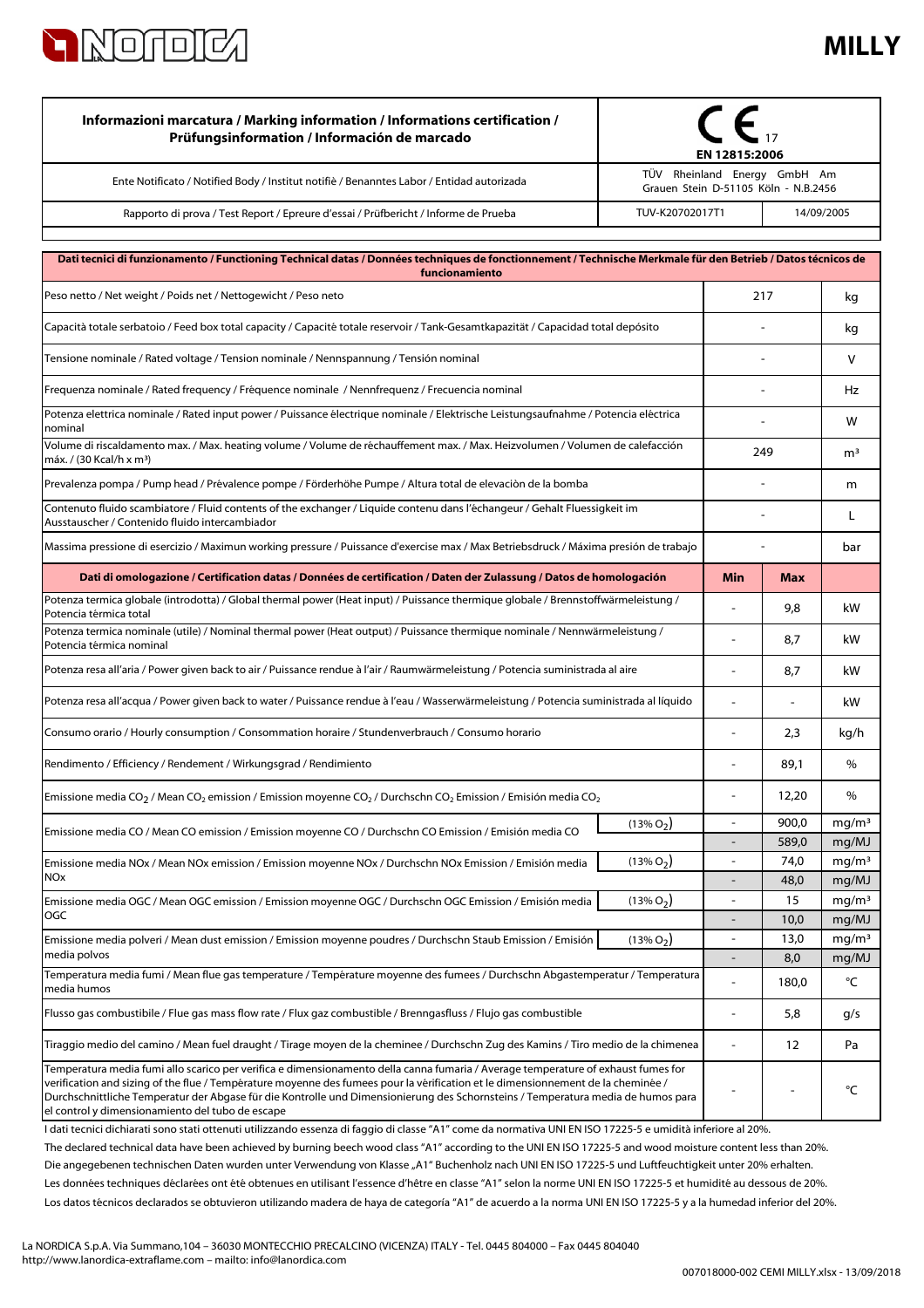# MILLY

| Informazioni marcatura / Marking information / Informations certification / Prüfungsinformation / Información de marcado | CE 17 EN 12815:2006 | |
|---|---|---|
| Ente Notificato / Notified Body / Institut notifiè / Benanntes Labor / Entidad autorizada | TÜV Rheinland Energy GmbH Am Grauen Stein D-51105 Köln - N.B.2456 | |
| Rapporto di prova / Test Report / Epreure d'essai / Prüfbericht / Informe de Prueba | TUV-K20702017T1 | 14/09/2005 |

| Dati tecnici di funzionamento / Functioning Technical datas / Données techniques de fonctionnement / Technische Merkmale für den Betrieb / Datos técnicos de funcionamiento | | | | |
|---|---|---|---|---|
| Peso netto / Net weight / Poids net / Nettogewicht / Peso neto | | 217 | | kg |
| Capacità totale serbatoio / Feed box total capacity / Capacité totale reservoir / Tank-Gesamtkapazität / Capacidad total depósito | | - | | kg |
| Tensione nominale / Rated voltage / Tension nominale / Nennspannung / Tensión nominal | | - | | V |
| Frequenza nominale / Rated frequency / Fréquence nominale / Nennfrequenz / Frecuencia nominal | | - | | Hz |
| Potenza elettrica nominale / Rated input power / Puissance électrique nominale / Elektrische Leistungsaufnahme / Potencia eléctrica nominal | | - | | W |
| Volume di riscaldamento max. / Max. heating volume / Volume de réchauffement max. / Max. Heizvolumen / Volumen de calefacción máx. / (30 Kcal/h x m³) | | 249 | | m³ |
| Prevalenza pompa / Pump head / Prévalence pompe / Förderhöhe Pumpe / Altura total de elevaciòn de la bomba | | - | | m |
| Contenuto fluido scambiatore / Fluid contents of the exchanger / Liquide contenu dans l'échangeur / Gehalt Fluessigkeit im Ausstauscher / Contenido fluido intercambiador | | - | | L |
| Massima pressione di esercizio / Maximun working pressure / Puissance d'exercise max / Max Betriebsdruck / Máxima presión de trabajo | | - | | bar |
| **Dati di omologazione / Certification datas / Données de certification / Daten der Zulassung / Datos de homologación** | | **Min** | **Max** | |
| Potenza termica globale (introdotta) / Global thermal power (Heat input) / Puissance thermique globale / Brennstoffwärmeleistung / Potencia térmica total | | - | 9,8 | kW |
| Potenza termica nominale (utile) / Nominal thermal power (Heat output) / Puissance thermique nominale / Nennwärmeleistung / Potencia térmica nominal | | - | 8,7 | kW |
| Potenza resa all'aria / Power given back to air / Puissance rendue à l'air / Raumwärmeleistung / Potencia suministrada al aire | | - | 8,7 | kW |
| Potenza resa all'acqua / Power given back to water / Puissance rendue à l'eau / Wasserwärmeleistung / Potencia suministrada al líquido | | - | - | kW |
| Consumo orario / Hourly consumption / Consommation horaire / Stundenverbrauch / Consumo horario | | - | 2,3 | kg/h |
| Rendimento / Efficiency / Rendement / Wirkungsgrad / Rendimiento | | - | 89,1 | % |
| Emissione media $CO_2$ / Mean $CO_2$ emission / Emission moyenne $CO_2$ / Durchschn $CO_2$ Emission / Emisión media $CO_2$ | | - | 12,20 | % |
| Emissione media CO / Mean CO emission / Emission moyenne CO / Durchschn CO Emission / Emisión media CO | (13% $O_2$) | - | 900,0 | mg/m³ |
| | | - | 589,0 | mg/MJ |
| Emissione media NOx / Mean NOx emission / Emission moyenne NOx / Durchschn NOx Emission / Emisión media NOx | (13% $O_2$) | - | 74,0 | mg/m³ |
| | | - | 48,0 | mg/MJ |
| Emissione media OGC / Mean OGC emission / Emission moyenne OGC / Durchschn OGC Emission / Emisión media OGC | (13% $O_2$) | - | 15 | mg/m³ |
| | | - | 10,0 | mg/MJ |
| Emissione media polveri / Mean dust emission / Emission moyenne poudres / Durchschn Staub Emission / Emisión media polvos | (13% $O_2$) | - | 13,0 | mg/m³ |
| | | - | 8,0 | mg/MJ |
| Temperatura media fumi / Mean flue gas temperature / Température moyenne des fumees / Durchschn Abgastemperatur / Temperatura media humos | | - | 180,0 | °C |
| Flusso gas combustibile / Flue gas mass flow rate / Flux gaz combustible / Brenngasfluss / Flujo gas combustible | | - | 5,8 | g/s |
| Tiraggio medio del camino / Mean fuel draught / Tirage moyen de la cheminee / Durchschn Zug des Kamins / Tiro medio de la chimenea | | - | 12 | Pa |
| Temperatura media fumi allo scarico per verifica e dimensionamento della canna fumaria / Average temperature of exhaust fumes for verification and sizing of the flue / Température moyenne des fumees pour la vérification et le dimensionnement de la cheminée / Durchschnittliche Temperatur der Abgase für die Kontrolle und Dimensionierung des Schornsteins / Temperatura media de humos para el control y dimensionamiento del tubo de escape | | - | - | °C |

I dati tecnici dichiarati sono stati ottenuti utilizzando essenza di faggio di classe "A1" come da normativa UNI EN ISO 17225-5 e umidità inferiore al 20%.

The declared technical data have been achieved by burning beech wood class "A1" according to the UNI EN ISO 17225-5 and wood moisture content less than 20%.

Die angegebenen technischen Daten wurden unter Verwendung von Klasse „A1" Buchenholz nach UNI EN ISO 17225-5 und Luftfeuchtigkeit unter 20% erhalten.

Les données techniques déclarées ont été obtenues en utilisant l'essence d'hêtre en classe "A1" selon la norme UNI EN ISO 17225-5 et humidité au dessous de 20%.

Los datos técnicos declarados se obtuvieron utilizando madera de haya de categoría "A1" de acuerdo a la norma UNI EN ISO 17225-5 y a la humedad inferior del 20%.

La NORDICA S.p.A. Via Summano,104 – 36030 MONTECCHIO PRECALCINO (VICENZA) ITALY - Tel. 0445 804000 – Fax 0445 804040
http://www.lanordica-extraflame.com – mailto: info@lanordica.com

007018000-002 CEMI MILLY.xlsx - 13/09/2018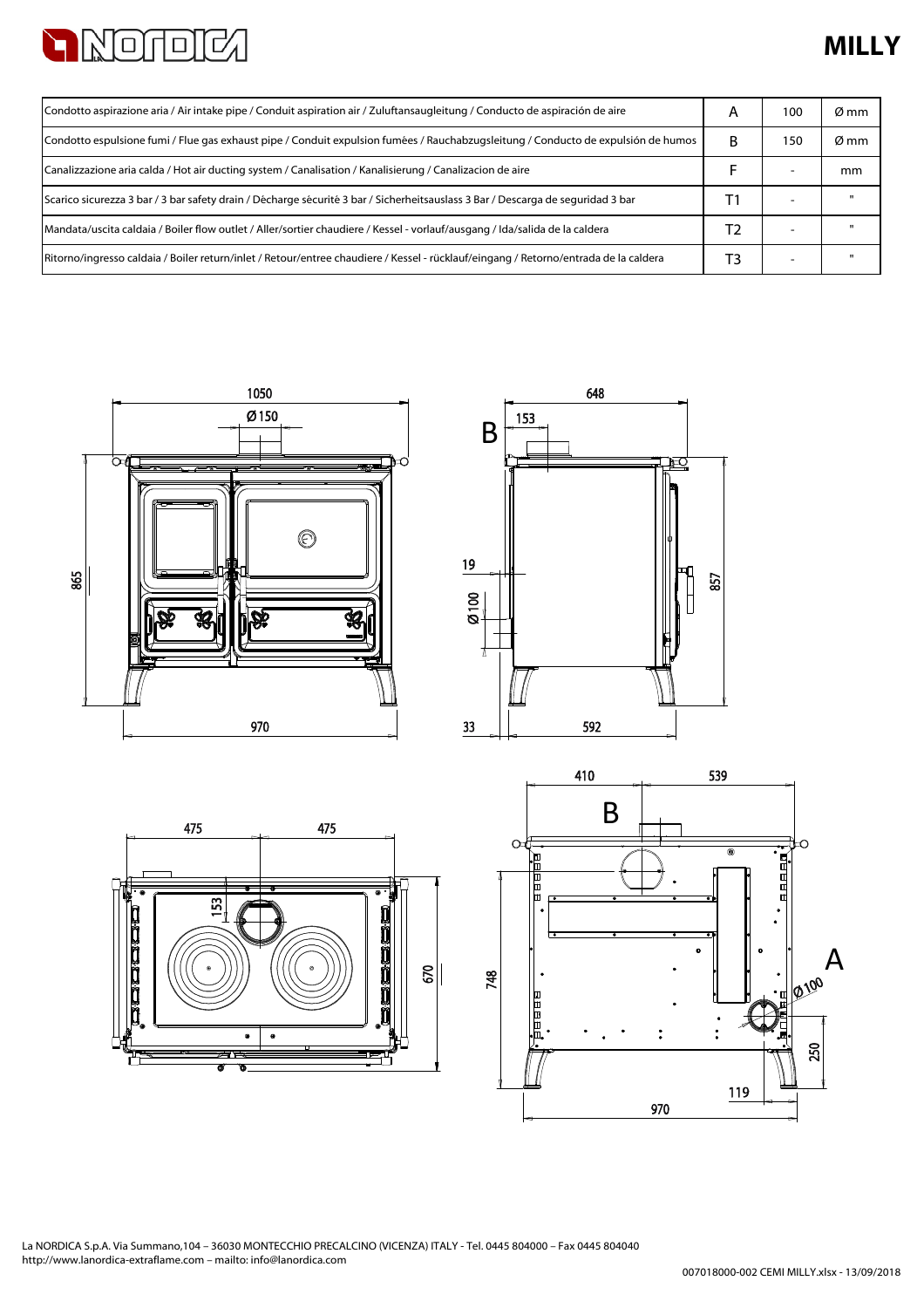# MILLY

| | | | |
|---|---|---|---|
| Condotto aspirazione aria / Air intake pipe / Conduit aspiration air / Zuluftansaugleitung / Conducto de aspiración de aire | A | 100 | Ø mm |
| Condotto espulsione fumi / Flue gas exhaust pipe / Conduit expulsion fumées / Rauchabzugsleitung / Conducto de expulsión de humos | B | 150 | Ø mm |
| Canalizzazione aria calda / Hot air ducting system / Canalisation / Kanalisierung / Canalizacion de aire | F | - | mm |
| Scarico sicurezza 3 bar / 3 bar safety drain / Décharge sécurité 3 bar / Sicherheitsauslass 3 Bar / Descarga de seguridad 3 bar | T1 | - | " |
| Mandata/uscita caldaia / Boiler flow outlet / Aller/sortier chaudiere / Kessel - vorlauf/ausgang / Ida/salida de la caldera | T2 | - | " |
| Ritorno/ingresso caldaia / Boiler return/inlet / Retour/entree chaudiere / Kessel - rücklauf/eingang / Retorno/entrada de la caldera | T3 | - | " |

1050
Ø150
865
970

648
B
153
857
19
Ø100
33
592

475
475
153
670

410
539
B
748
A
Ø100
250
119
970

La NORDICA S.p.A. Via Summano,104 – 36030 MONTECCHIO PRECALCINO (VICENZA) ITALY - Tel. 0445 804000 – Fax 0445 804040
http://www.lanordica-extraflame.com – mailto: info@lanordica.com

007018000-002 CEMI MILLY.xlsx - 13/09/2018